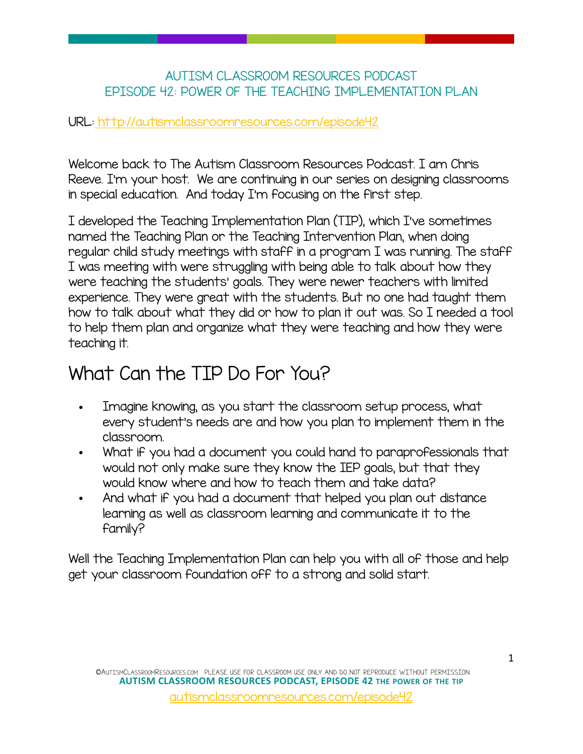# AUTISM CLASSROOM RESOURCES PODCAST
## EPISODE 42: POWER OF THE TEACHING IMPLEMENTATION PLAN

URL: http://autismclassroomresources.com/episode42

Welcome back to The Autism Classroom Resources Podcast. I am Chris Reeve. I'm your host. We are continuing in our series on designing classrooms in special education. And today I'm focusing on the first step.

I developed the Teaching Implementation Plan (TIP), which I've sometimes named the Teaching Plan or the Teaching Intervention Plan, when doing regular child study meetings with staff in a program I was running. The staff I was meeting with were struggling with being able to talk about how they were teaching the students' goals. They were newer teachers with limited experience. They were great with the students. But no one had taught them how to talk about what they did or how to plan it out was. So I needed a tool to help them plan and organize what they were teaching and how they were teaching it.

## What Can the TIP Do For You?

- Imagine knowing, as you start the classroom setup process, what every student's needs are and how you plan to implement them in the classroom.
- What if you had a document you could hand to paraprofessionals that would not only make sure they know the IEP goals, but that they would know where and how to teach them and take data?
- And what if you had a document that helped you plan out distance learning as well as classroom learning and communicate it to the family?

Well the Teaching Implementation Plan can help you with all of those and help get your classroom foundation off to a strong and solid start.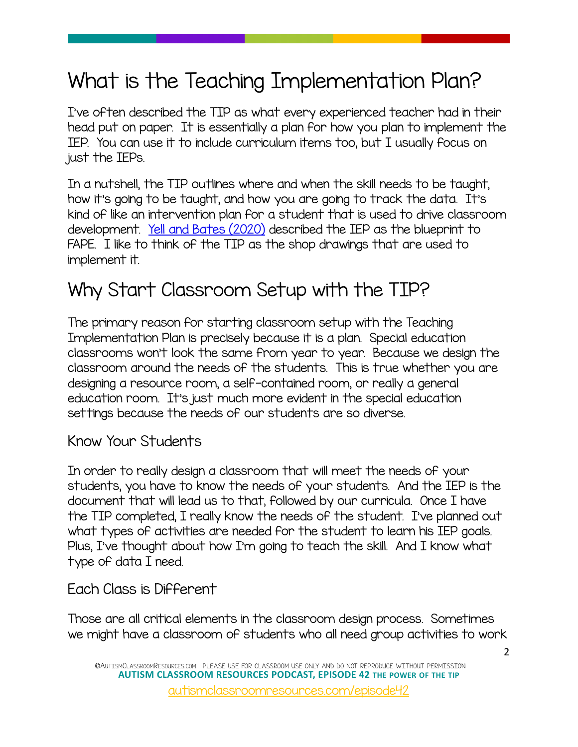# What is the Teaching Implementation Plan?

I've often described the TIP as what every experienced teacher had in their head put on paper. It is essentially a plan for how you plan to implement the IEP. You can use it to include curriculum items too, but I usually focus on just the IEPs.

In a nutshell, the TIP outlines where and when the skill needs to be taught, how it's going to be taught, and how you are going to track the data. It's kind of like an intervention plan for a student that is used to drive classroom development. [Yell and Bates (2020)](#) described the IEP as the blueprint to FAPE. I like to think of the TIP as the shop drawings that are used to implement it.

# Why Start Classroom Setup with the TIP?

The primary reason for starting classroom setup with the Teaching Implementation Plan is precisely because it is a plan. Special education classrooms won't look the same from year to year. Because we design the classroom around the needs of the students. This is true whether you are designing a resource room, a self-contained room, or really a general education room. It's just much more evident in the special education settings because the needs of our students are so diverse.

## Know Your Students

In order to really design a classroom that will meet the needs of your students, you have to know the needs of your students. And the IEP is the document that will lead us to that, followed by our curricula. Once I have the TIP completed, I really know the needs of the student. I've planned out what types of activities are needed for the student to learn his IEP goals. Plus, I've thought about how I'm going to teach the skill. And I know what type of data I need.

## Each Class is Different

Those are all critical elements in the classroom design process. Sometimes we might have a classroom of students who all need group activities to work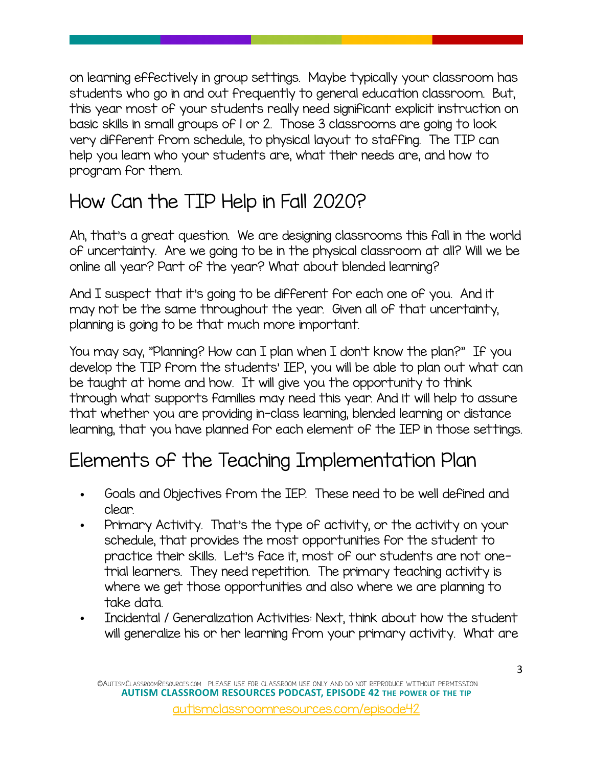on learning effectively in group settings. Maybe typically your classroom has students who go in and out frequently to general education classroom. But, this year most of your students really need significant explicit instruction on basic skills in small groups of 1 or 2. Those 3 classrooms are going to look very different from schedule, to physical layout to staffing. The TIP can help you learn who your students are, what their needs are, and how to program for them.

## How Can the TIP Help in Fall 2020?

Ah, that's a great question. We are designing classrooms this fall in the world of uncertainty. Are we going to be in the physical classroom at all? Will we be online all year? Part of the year? What about blended learning?

And I suspect that it's going to be different for each one of you. And it may not be the same throughout the year. Given all of that uncertainty, planning is going to be that much more important.

You may say, "Planning? How can I plan when I don't know the plan?" If you develop the TIP from the students' IEP, you will be able to plan out what can be taught at home and how. It will give you the opportunity to think through what supports families may need this year. And it will help to assure that whether you are providing in-class learning, blended learning or distance learning, that you have planned for each element of the IEP in those settings.

## Elements of the Teaching Implementation Plan

- Goals and Objectives from the IEP. These need to be well defined and clear.
- Primary Activity. That's the type of activity, or the activity on your schedule, that provides the most opportunities for the student to practice their skills. Let's face it, most of our students are not one-trial learners. They need repetition. The primary teaching activity is where we get those opportunities and also where we are planning to take data.
- Incidental / Generalization Activities: Next, think about how the student will generalize his or her learning from your primary activity. What are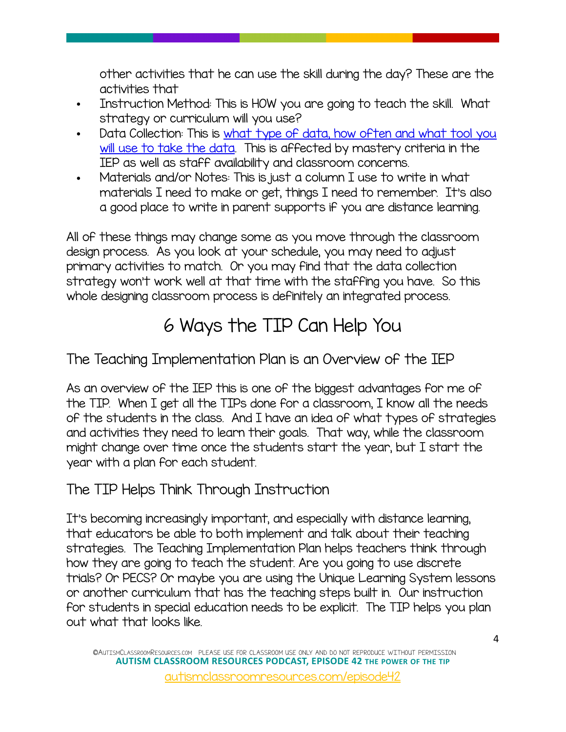other activities that he can use the skill during the day? These are the activities that

- Instruction Method: This is HOW you are going to teach the skill. What strategy or curriculum will you use?
- Data Collection: This is what type of data, how often and what tool you will use to take the data. This is affected by mastery criteria in the IEP as well as staff availability and classroom concerns.
- Materials and/or Notes: This is just a column I use to write in what materials I need to make or get, things I need to remember. It's also a good place to write in parent supports if you are distance learning.

All of these things may change some as you move through the classroom design process. As you look at your schedule, you may need to adjust primary activities to match. Or you may find that the data collection strategy won't work well at that time with the staffing you have. So this whole designing classroom process is definitely an integrated process.

# 6 Ways the TIP Can Help You

## The Teaching Implementation Plan is an Overview of the IEP

As an overview of the IEP this is one of the biggest advantages for me of the TIP. When I get all the TIPs done for a classroom, I know all the needs of the students in the class. And I have an idea of what types of strategies and activities they need to learn their goals. That way, while the classroom might change over time once the students start the year, but I start the year with a plan for each student.

## The TIP Helps Think Through Instruction

It's becoming increasingly important, and especially with distance learning, that educators be able to both implement and talk about their teaching strategies. The Teaching Implementation Plan helps teachers think through how they are going to teach the student. Are you going to use discrete trials? Or PECS? Or maybe you are using the Unique Learning System lessons or another curriculum that has the teaching steps built in. Our instruction for students in special education needs to be explicit. The TIP helps you plan out what that looks like.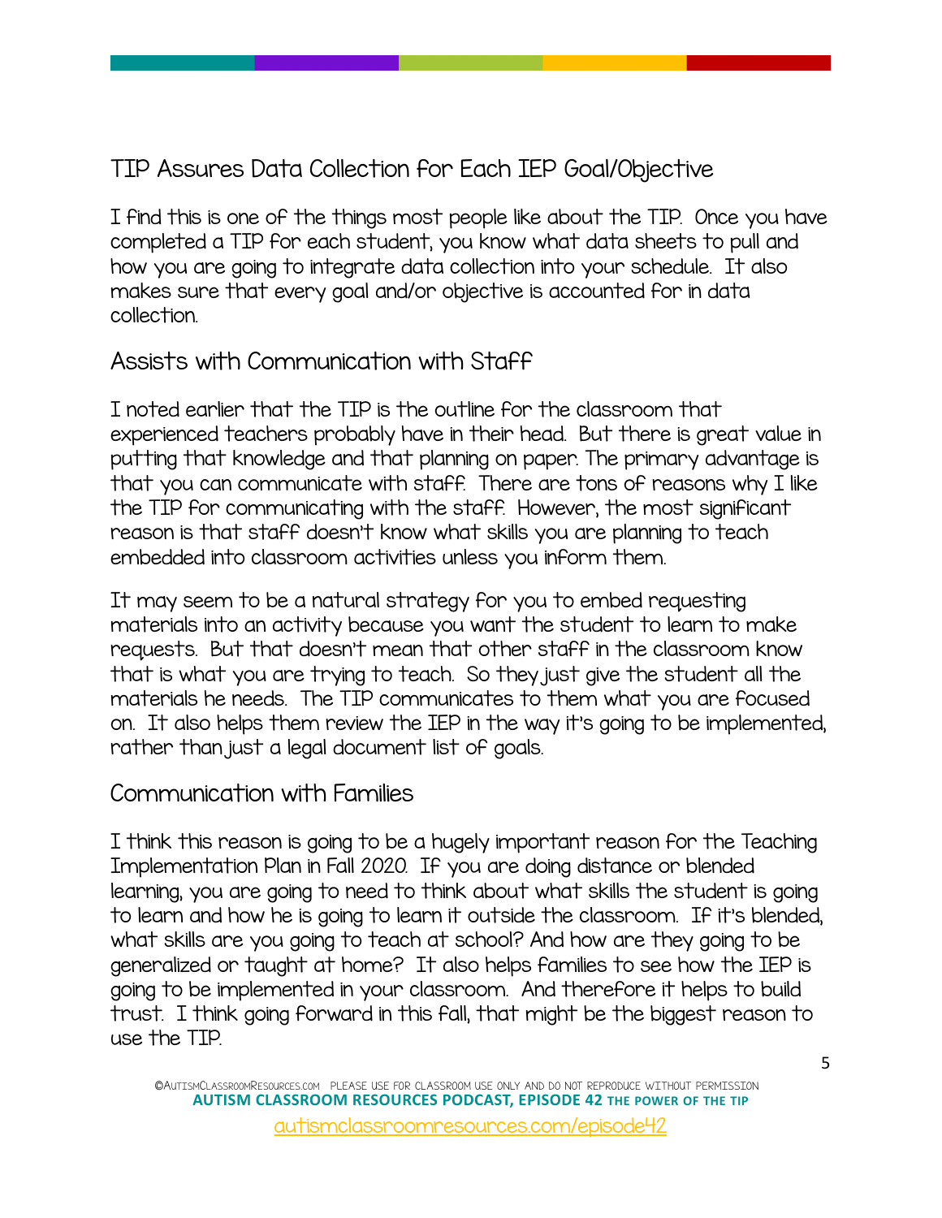## TIP Assures Data Collection for Each IEP Goal/Objective

I find this is one of the things most people like about the TIP. Once you have completed a TIP for each student, you know what data sheets to pull and how you are going to integrate data collection into your schedule. It also makes sure that every goal and/or objective is accounted for in data collection.

### Assists with Communication with Staff

I noted earlier that the TIP is the outline for the classroom that experienced teachers probably have in their head. But there is great value in putting that knowledge and that planning on paper. The primary advantage is that you can communicate with staff. There are tons of reasons why I like the TIP for communicating with the staff. However, the most significant reason is that staff doesn't know what skills you are planning to teach embedded into classroom activities unless you inform them.

It may seem to be a natural strategy for you to embed requesting materials into an activity because you want the student to learn to make requests. But that doesn't mean that other staff in the classroom know that is what you are trying to teach. So they just give the student all the materials he needs. The TIP communicates to them what you are focused on. It also helps them review the IEP in the way it's going to be implemented, rather than just a legal document list of goals.

### Communication with Families

I think this reason is going to be a hugely important reason for the Teaching Implementation Plan in Fall 2020. If you are doing distance or blended learning, you are going to need to think about what skills the student is going to learn and how he is going to learn it outside the classroom. If it's blended, what skills are you going to teach at school? And how are they going to be generalized or taught at home? It also helps families to see how the IEP is going to be implemented in your classroom. And therefore it helps to build trust. I think going forward in this fall, that might be the biggest reason to use the TIP.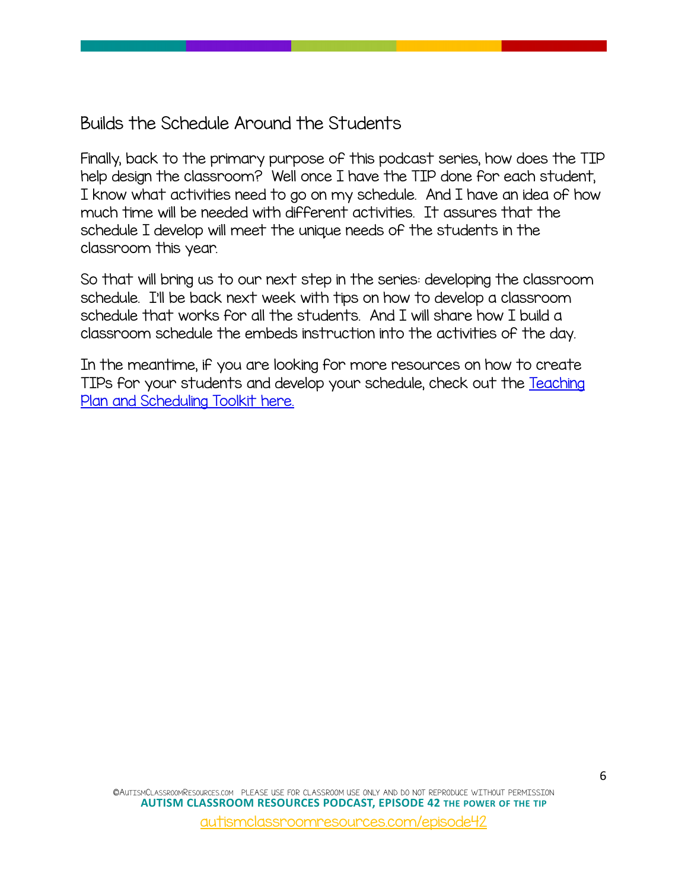## Builds the Schedule Around the Students

Finally, back to the primary purpose of this podcast series, how does the TIP help design the classroom? Well once I have the TIP done for each student, I know what activities need to go on my schedule. And I have an idea of how much time will be needed with different activities. It assures that the schedule I develop will meet the unique needs of the students in the classroom this year.

So that will bring us to our next step in the series: developing the classroom schedule. I'll be back next week with tips on how to develop a classroom schedule that works for all the students. And I will share how I build a classroom schedule the embeds instruction into the activities of the day.

In the meantime, if you are looking for more resources on how to create TIPs for your students and develop your schedule, check out the Teaching Plan and Scheduling Toolkit here.